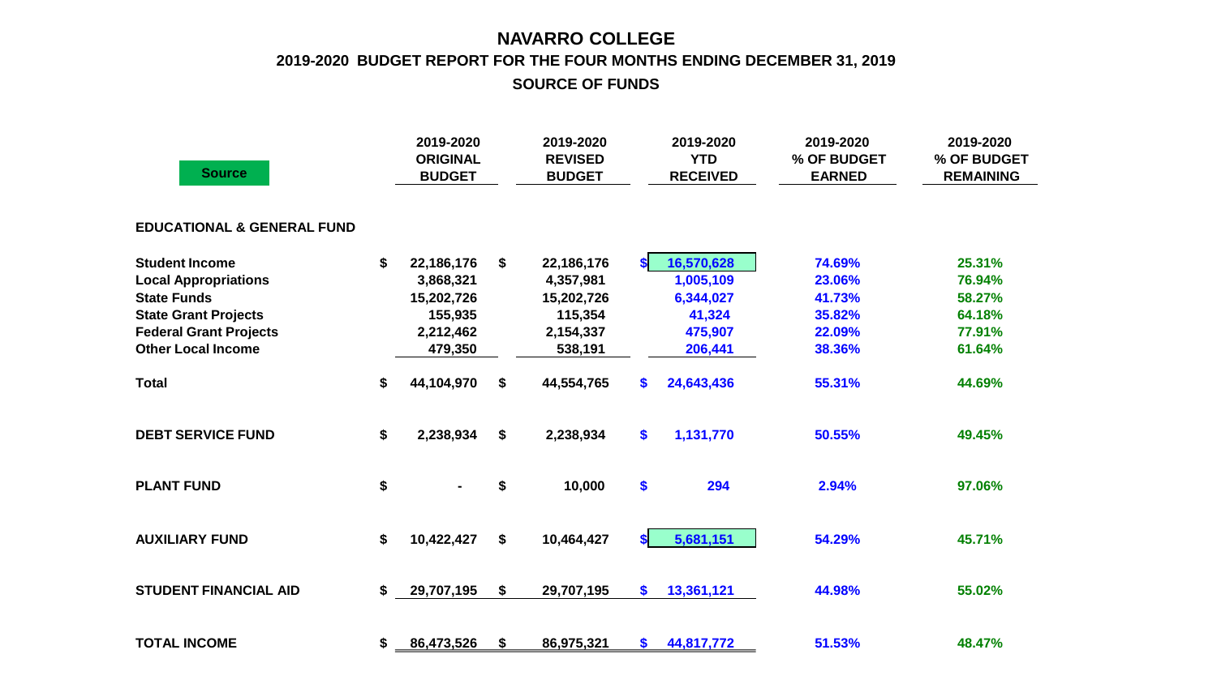# NAVARRO COLLEGE

## 2019-2020 BUDGET REPORT FOR THE FOUR MONTHS ENDING DECEMBER 31, 2019

## SOURCE OF FUNDS

| Source | 2019-2020 ORIGINAL BUDGET | 2019-2020 REVISED BUDGET | 2019-2020 YTD RECEIVED | 2019-2020 % OF BUDGET EARNED | 2019-2020 % OF BUDGET REMAINING |
|---|---|---|---|---|---|
| **EDUCATIONAL & GENERAL FUND** | | | | | |
| Student Income | $ 22,186,176 | $ 22,186,176 | $ 16,570,628 | 74.69% | 25.31% |
| Local Appropriations | 3,868,321 | 4,357,981 | 1,005,109 | 23.06% | 76.94% |
| State Funds | 15,202,726 | 15,202,726 | 6,344,027 | 41.73% | 58.27% |
| State Grant Projects | 155,935 | 115,354 | 41,324 | 35.82% | 64.18% |
| Federal Grant Projects | 2,212,462 | 2,154,337 | 475,907 | 22.09% | 77.91% |
| Other Local Income | 479,350 | 538,191 | 206,441 | 38.36% | 61.64% |
| Total | $ 44,104,970 | $ 44,554,765 | $ 24,643,436 | 55.31% | 44.69% |
| **DEBT SERVICE FUND** | $ 2,238,934 | $ 2,238,934 | $ 1,131,770 | 50.55% | 49.45% |
| **PLANT FUND** | $ - | $ 10,000 | $ 294 | 2.94% | 97.06% |
| **AUXILIARY FUND** | $ 10,422,427 | $ 10,464,427 | $ 5,681,151 | 54.29% | 45.71% |
| **STUDENT FINANCIAL AID** | $ 29,707,195 | $ 29,707,195 | $ 13,361,121 | 44.98% | 55.02% |
| **TOTAL INCOME** | $ 86,473,526 | $ 86,975,321 | $ 44,817,772 | 51.53% | 48.47% |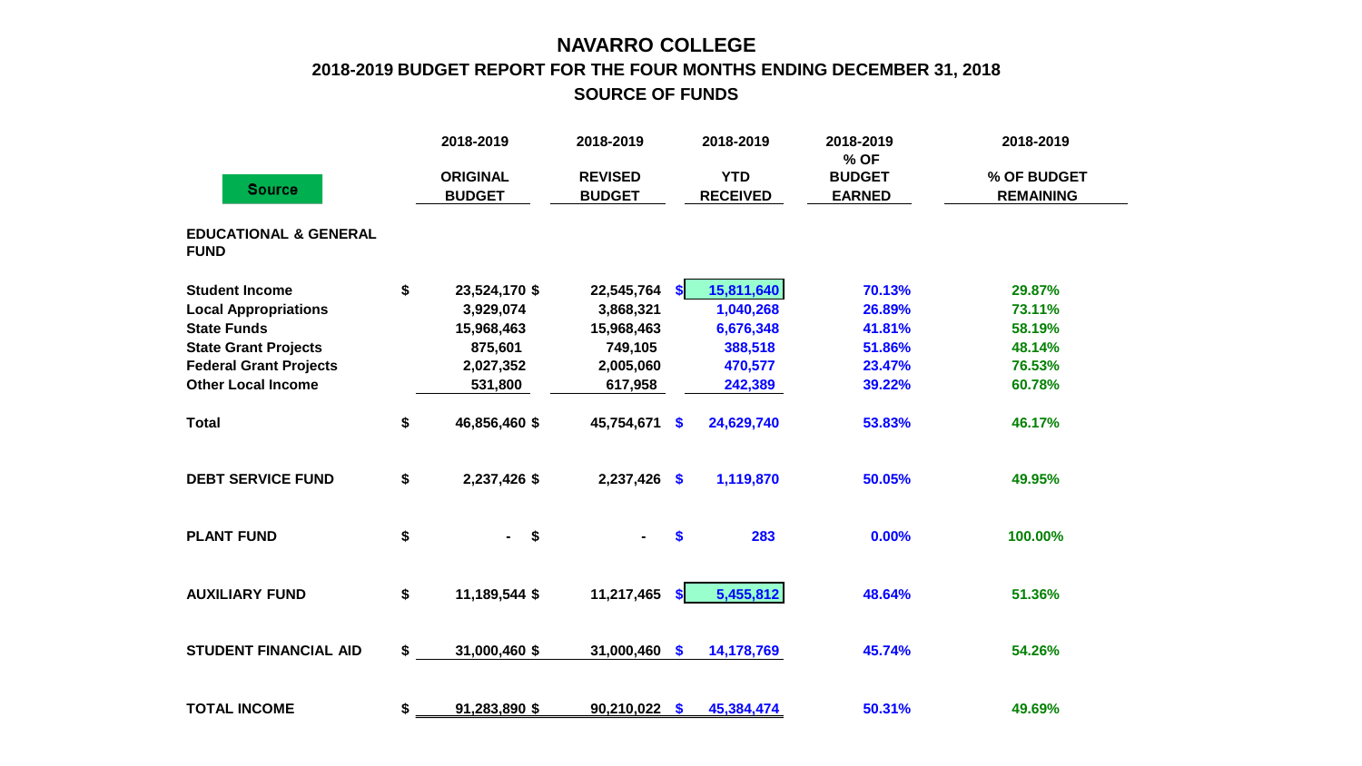# NAVARRO COLLEGE

## 2018-2019 BUDGET REPORT FOR THE FOUR MONTHS ENDING DECEMBER 31, 2018

## SOURCE OF FUNDS

| Source | 2018-2019 ORIGINAL BUDGET | 2018-2019 REVISED BUDGET | 2018-2019 YTD RECEIVED | 2018-2019 % OF BUDGET EARNED | 2018-2019 % OF BUDGET REMAINING |
|---|---|---|---|---|---|
| **EDUCATIONAL & GENERAL FUND** | | | | | |
| **Student Income** | $ 23,524,170 | $ 22,545,764 | $ 15,811,640 | 70.13% | 29.87% |
| **Local Appropriations** | 3,929,074 | 3,868,321 | 1,040,268 | 26.89% | 73.11% |
| **State Funds** | 15,968,463 | 15,968,463 | 6,676,348 | 41.81% | 58.19% |
| **State Grant Projects** | 875,601 | 749,105 | 388,518 | 51.86% | 48.14% |
| **Federal Grant Projects** | 2,027,352 | 2,005,060 | 470,577 | 23.47% | 76.53% |
| **Other Local Income** | 531,800 | 617,958 | 242,389 | 39.22% | 60.78% |
| **Total** | $ 46,856,460 | $ 45,754,671 | $ 24,629,740 | 53.83% | 46.17% |
| **DEBT SERVICE FUND** | $ 2,237,426 | $ 2,237,426 | $ 1,119,870 | 50.05% | 49.95% |
| **PLANT FUND** | $ - | $ - | $ 283 | 0.00% | 100.00% |
| **AUXILIARY FUND** | $ 11,189,544 | $ 11,217,465 | $ 5,455,812 | 48.64% | 51.36% |
| **STUDENT FINANCIAL AID** | $ 31,000,460 | $ 31,000,460 | $ 14,178,769 | 45.74% | 54.26% |
| **TOTAL INCOME** | $ 91,283,890 | $ 90,210,022 | $ 45,384,474 | 50.31% | 49.69% |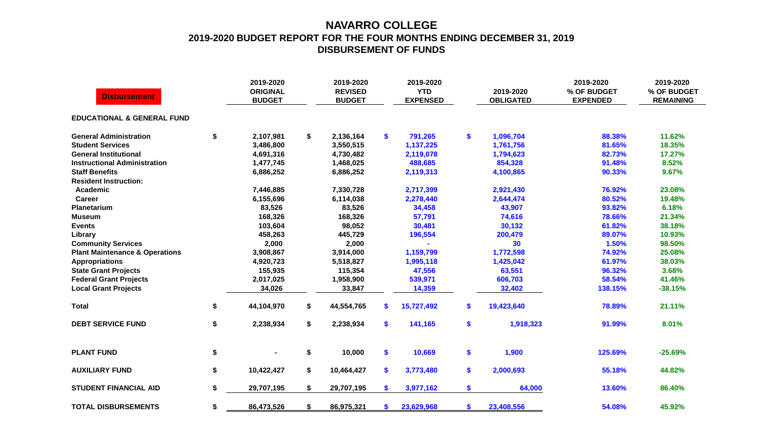# NAVARRO COLLEGE
## 2019-2020 BUDGET REPORT FOR THE FOUR MONTHS ENDING DECEMBER 31, 2019
## DISBURSEMENT OF FUNDS

| Disbursement | 2019-2020 ORIGINAL BUDGET | 2019-2020 REVISED BUDGET | 2019-2020 YTD EXPENSED | 2019-2020 OBLIGATED | 2019-2020 % OF BUDGET EXPENDED | 2019-2020 % OF BUDGET REMAINING |
|---|---|---|---|---|---|---|
| **EDUCATIONAL & GENERAL FUND** | | | | | | |
| General Administration | $ 2,107,981 | $ 2,136,164 | $ 791,265 | $ 1,096,704 | 88.38% | 11.62% |
| Student Services | 3,486,800 | 3,550,515 | 1,137,225 | 1,761,756 | 81.65% | 18.35% |
| General Institutional | 4,691,316 | 4,730,482 | 2,119,078 | 1,794,623 | 82.73% | 17.27% |
| Instructional Administration | 1,477,745 | 1,468,025 | 488,685 | 854,328 | 91.48% | 8.52% |
| Staff Benefits | 6,886,252 | 6,886,252 | 2,119,313 | 4,100,865 | 90.33% | 9.67% |
| Resident Instruction: | | | | | | |
| Academic | 7,446,885 | 7,330,728 | 2,717,399 | 2,921,430 | 76.92% | 23.08% |
| Career | 6,155,696 | 6,114,038 | 2,278,440 | 2,644,474 | 80.52% | 19.48% |
| Planetarium | 83,526 | 83,526 | 34,458 | 43,907 | 93.82% | 6.18% |
| Museum | 168,326 | 168,326 | 57,791 | 74,616 | 78.66% | 21.34% |
| Events | 103,604 | 98,052 | 30,481 | 30,132 | 61.82% | 38.18% |
| Library | 458,263 | 445,729 | 196,554 | 200,479 | 89.07% | 10.93% |
| Community Services | 2,000 | 2,000 | - | 30 | 1.50% | 98.50% |
| Plant Maintenance & Operations | 3,908,867 | 3,914,000 | 1,159,799 | 1,772,598 | 74.92% | 25.08% |
| Appropriations | 4,920,723 | 5,518,827 | 1,995,118 | 1,425,042 | 61.97% | 38.03% |
| State Grant Projects | 155,935 | 115,354 | 47,556 | 63,551 | 96.32% | 3.68% |
| Federal Grant Projects | 2,017,025 | 1,958,900 | 539,971 | 606,703 | 58.54% | 41.46% |
| Local Grant Projects | 34,026 | 33,847 | 14,359 | 32,402 | 138.15% | -38.15% |
| **Total** | $ 44,104,970 | $ 44,554,765 | $ 15,727,492 | $ 19,423,640 | 78.89% | 21.11% |
| **DEBT SERVICE FUND** | $ 2,238,934 | $ 2,238,934 | $ 141,165 | $ 1,918,323 | 91.99% | 8.01% |
| **PLANT FUND** | $ - | $ 10,000 | $ 10,669 | $ 1,900 | 125.69% | -25.69% |
| **AUXILIARY FUND** | $ 10,422,427 | $ 10,464,427 | $ 3,773,480 | $ 2,000,693 | 55.18% | 44.82% |
| **STUDENT FINANCIAL AID** | $ 29,707,195 | $ 29,707,195 | $ 3,977,162 | $ 64,000 | 13.60% | 86.40% |
| **TOTAL DISBURSEMENTS** | $ 86,473,526 | $ 86,975,321 | $ 23,629,968 | $ 23,408,556 | 54.08% | 45.92% |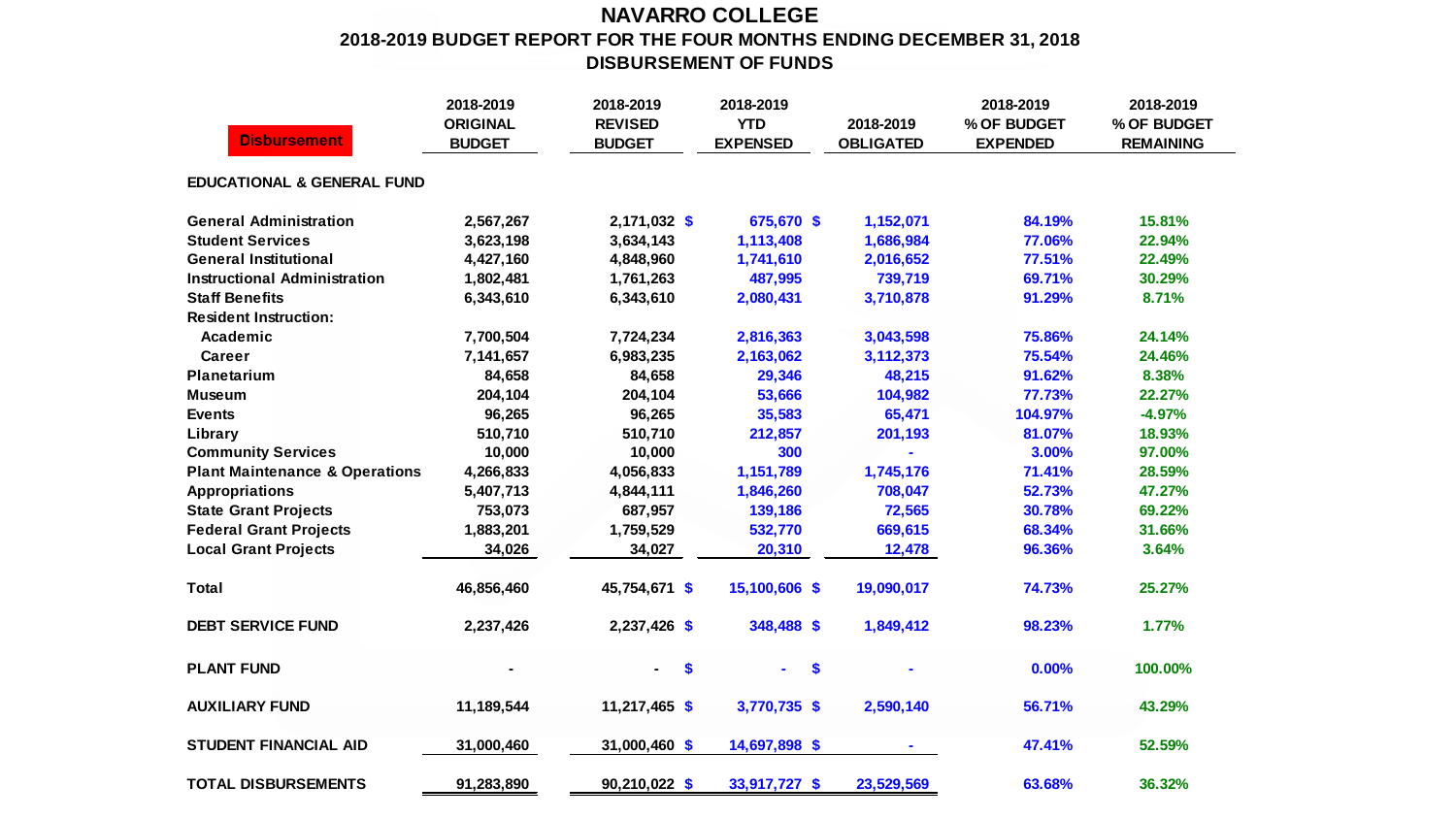# NAVARRO COLLEGE

## 2018-2019 BUDGET REPORT FOR THE FOUR MONTHS ENDING DECEMBER 31, 2018

### DISBURSEMENT OF FUNDS

| Disbursement | 2018-2019 ORIGINAL BUDGET | 2018-2019 REVISED BUDGET | 2018-2019 YTD EXPENSED | 2018-2019 OBLIGATED | 2018-2019 % OF BUDGET EXPENDED | 2018-2019 % OF BUDGET REMAINING |
|---|---|---|---|---|---|---|
| **EDUCATIONAL & GENERAL FUND** | | | | | | |
| General Administration | 2,567,267 | 2,171,032 | $ 675,670 | $ 1,152,071 | 84.19% | 15.81% |
| Student Services | 3,623,198 | 3,634,143 | 1,113,408 | 1,686,984 | 77.06% | 22.94% |
| General Institutional | 4,427,160 | 4,848,960 | 1,741,610 | 2,016,652 | 77.51% | 22.49% |
| Instructional Administration | 1,802,481 | 1,761,263 | 487,995 | 739,719 | 69.71% | 30.29% |
| Staff Benefits | 6,343,610 | 6,343,610 | 2,080,431 | 3,710,878 | 91.29% | 8.71% |
| Resident Instruction: | | | | | | |
| Academic | 7,700,504 | 7,724,234 | 2,816,363 | 3,043,598 | 75.86% | 24.14% |
| Career | 7,141,657 | 6,983,235 | 2,163,062 | 3,112,373 | 75.54% | 24.46% |
| Planetarium | 84,658 | 84,658 | 29,346 | 48,215 | 91.62% | 8.38% |
| Museum | 204,104 | 204,104 | 53,666 | 104,982 | 77.73% | 22.27% |
| Events | 96,265 | 96,265 | 35,583 | 65,471 | 104.97% | -4.97% |
| Library | 510,710 | 510,710 | 212,857 | 201,193 | 81.07% | 18.93% |
| Community Services | 10,000 | 10,000 | 300 | - | 3.00% | 97.00% |
| Plant Maintenance & Operations | 4,266,833 | 4,056,833 | 1,151,789 | 1,745,176 | 71.41% | 28.59% |
| Appropriations | 5,407,713 | 4,844,111 | 1,846,260 | 708,047 | 52.73% | 47.27% |
| State Grant Projects | 753,073 | 687,957 | 139,186 | 72,565 | 30.78% | 69.22% |
| Federal Grant Projects | 1,883,201 | 1,759,529 | 532,770 | 669,615 | 68.34% | 31.66% |
| Local Grant Projects | 34,026 | 34,027 | 20,310 | 12,478 | 96.36% | 3.64% |
| **Total** | 46,856,460 | 45,754,671 | $ 15,100,606 | $ 19,090,017 | 74.73% | 25.27% |
| **DEBT SERVICE FUND** | 2,237,426 | 2,237,426 | $ 348,488 | $ 1,849,412 | 98.23% | 1.77% |
| **PLANT FUND** | - | - | $ - | $ - | 0.00% | 100.00% |
| **AUXILIARY FUND** | 11,189,544 | 11,217,465 | $ 3,770,735 | $ 2,590,140 | 56.71% | 43.29% |
| **STUDENT FINANCIAL AID** | 31,000,460 | 31,000,460 | $ 14,697,898 | $ - | 47.41% | 52.59% |
| **TOTAL DISBURSEMENTS** | 91,283,890 | 90,210,022 | $ 33,917,727 | $ 23,529,569 | 63.68% | 36.32% |